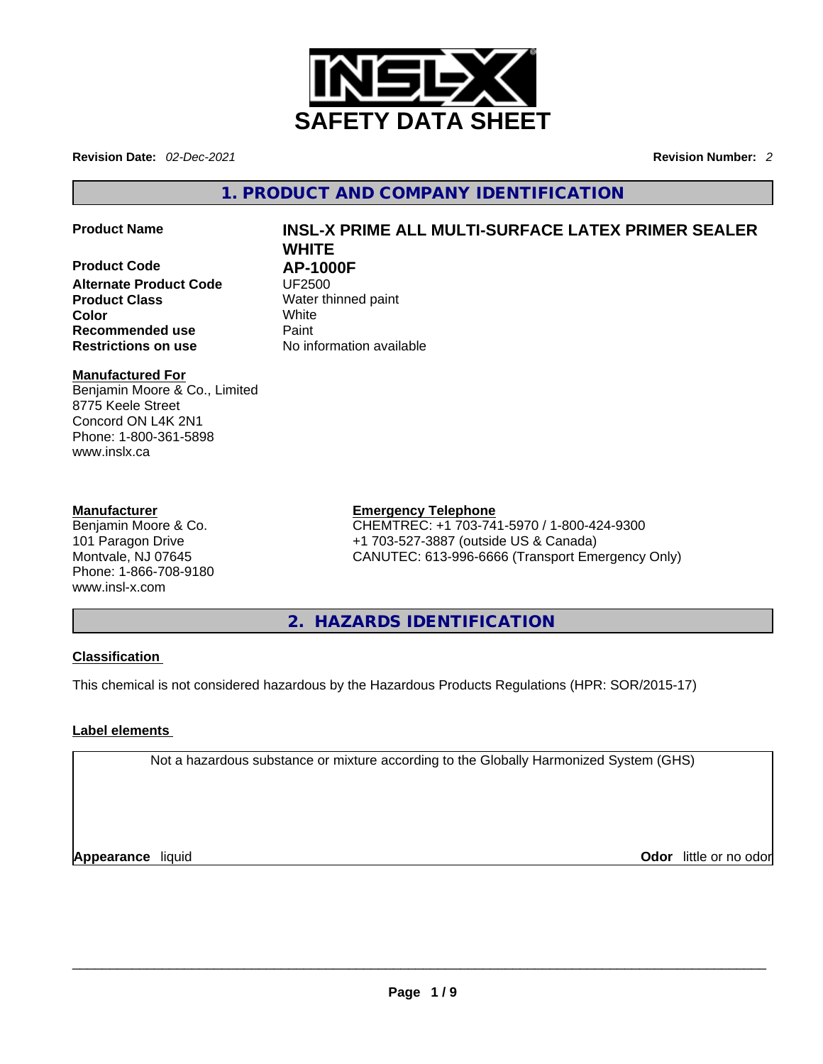# SAFETY DATA SHEET

**Revision Date:** *02-Dec-2021* **Revision Number:** *2*

## 1. PRODUCT AND COMPANY IDENTIFICATION

| | |
|---|---|
| **Product Name** | **INSL-X PRIME ALL MULTI-SURFACE LATEX PRIMER SEALER WHITE** |
| **Product Code** | **AP-1000F** |
| **Alternate Product Code** | UF2500 |
| **Product Class** | Water thinned paint |
| **Color** | White |
| **Recommended use** | Paint |
| **Restrictions on use** | No information available |

**Manufactured For**
Benjamin Moore & Co., Limited
8775 Keele Street
Concord ON L4K 2N1
Phone: 1-800-361-5898
www.inslx.ca

**Manufacturer**
Benjamin Moore & Co.
101 Paragon Drive
Montvale, NJ 07645
Phone: 1-866-708-9180
www.insl-x.com

**Emergency Telephone**
CHEMTREC: +1 703-741-5970 / 1-800-424-9300
+1 703-527-3887 (outside US & Canada)
CANUTEC: 613-996-6666 (Transport Emergency Only)

## 2. HAZARDS IDENTIFICATION

**Classification**

This chemical is not considered hazardous by the Hazardous Products Regulations (HPR: SOR/2015-17)

**Label elements**

Not a hazardous substance or mixture according to the Globally Harmonized System (GHS)

**Appearance** liquid **Odor** little or no odor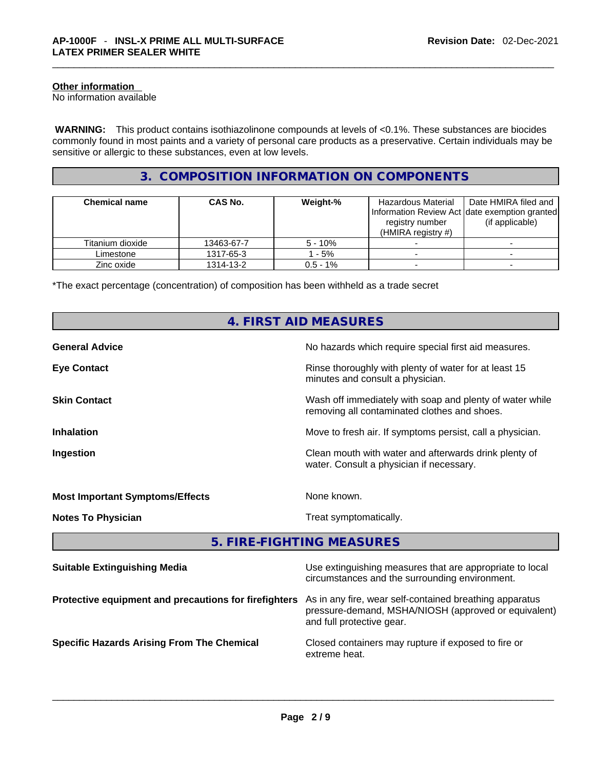### Other information

No information available

**WARNING:** This product contains isothiazolinone compounds at levels of <0.1%. These substances are biocides commonly found in most paints and a variety of personal care products as a preservative. Certain individuals may be sensitive or allergic to these substances, even at low levels.

## 3. COMPOSITION INFORMATION ON COMPONENTS

| Chemical name | CAS No. | Weight-% | Hazardous Material Information Review Act registry number (HMIRA registry #) | Date HMIRA filed and date exemption granted (if applicable) |
|---|---|---|---|---|
| Titanium dioxide | 13463-67-7 | 5 - 10% | - | - |
| Limestone | 1317-65-3 | 1 - 5% | - | - |
| Zinc oxide | 1314-13-2 | 0.5 - 1% | - | - |

*The exact percentage (concentration) of composition has been withheld as a trade secret

## 4. FIRST AID MEASURES

**General Advice**
No hazards which require special first aid measures.

**Eye Contact**
Rinse thoroughly with plenty of water for at least 15 minutes and consult a physician.

**Skin Contact**
Wash off immediately with soap and plenty of water while removing all contaminated clothes and shoes.

**Inhalation**
Move to fresh air. If symptoms persist, call a physician.

**Ingestion**
Clean mouth with water and afterwards drink plenty of water. Consult a physician if necessary.

**Most Important Symptoms/Effects**
None known.

**Notes To Physician**
Treat symptomatically.

## 5. FIRE-FIGHTING MEASURES

**Suitable Extinguishing Media**
Use extinguishing measures that are appropriate to local circumstances and the surrounding environment.

**Protective equipment and precautions for firefighters**
As in any fire, wear self-contained breathing apparatus pressure-demand, MSHA/NIOSH (approved or equivalent) and full protective gear.

**Specific Hazards Arising From The Chemical**
Closed containers may rupture if exposed to fire or extreme heat.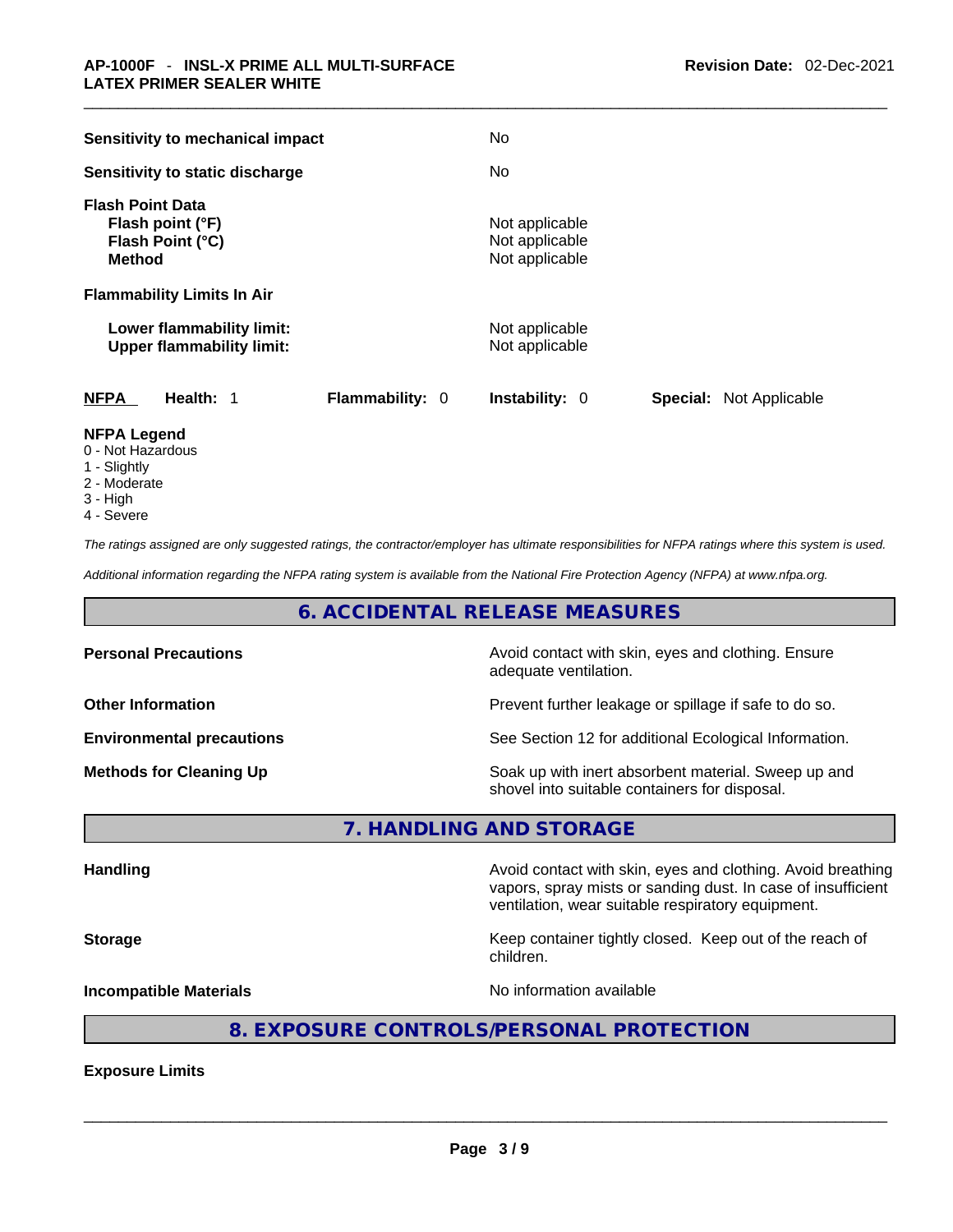**Sensitivity to mechanical impact** No

**Sensitivity to static discharge** No

**Flash Point Data**

| | |
|---|---|
| **Flash point (°F)** | Not applicable |
| **Flash Point (°C)** | Not applicable |
| **Method** | Not applicable |

**Flammability Limits In Air**

| | |
|---|---|
| **Lower flammability limit:** | Not applicable |
| **Upper flammability limit:** | Not applicable |

| **NFPA** | **Health:** 1 | **Flammability:** 0 | **Instability:** 0 | **Special:** Not Applicable |
|---|---|---|---|---|

**NFPA Legend**
- 0 - Not Hazardous
- 1 - Slightly
- 2 - Moderate
- 3 - High
- 4 - Severe

*The ratings assigned are only suggested ratings, the contractor/employer has ultimate responsibilities for NFPA ratings where this system is used.*

*Additional information regarding the NFPA rating system is available from the National Fire Protection Agency (NFPA) at www.nfpa.org.*

## 6. ACCIDENTAL RELEASE MEASURES

| | |
|---|---|
| **Personal Precautions** | Avoid contact with skin, eyes and clothing. Ensure adequate ventilation. |
| **Other Information** | Prevent further leakage or spillage if safe to do so. |
| **Environmental precautions** | See Section 12 for additional Ecological Information. |
| **Methods for Cleaning Up** | Soak up with inert absorbent material. Sweep up and shovel into suitable containers for disposal. |

## 7. HANDLING AND STORAGE

| | |
|---|---|
| **Handling** | Avoid contact with skin, eyes and clothing. Avoid breathing vapors, spray mists or sanding dust. In case of insufficient ventilation, wear suitable respiratory equipment. |
| **Storage** | Keep container tightly closed. Keep out of the reach of children. |
| **Incompatible Materials** | No information available |

## 8. EXPOSURE CONTROLS/PERSONAL PROTECTION

**Exposure Limits**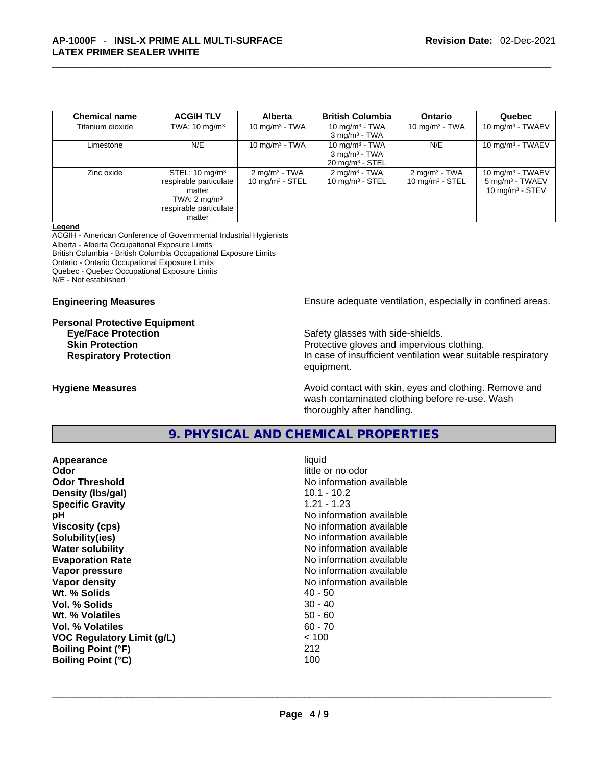| Chemical name | ACGIH TLV | Alberta | British Columbia | Ontario | Quebec |
|---|---|---|---|---|---|
| Titanium dioxide | TWA: 10 mg/m³ | 10 mg/m³ - TWA | 10 mg/m³ - TWA<br>3 mg/m³ - TWA | 10 mg/m³ - TWA | 10 mg/m³ - TWAEV |
| Limestone | N/E | 10 mg/m³ - TWA | 10 mg/m³ - TWA<br>3 mg/m³ - TWA<br>20 mg/m³ - STEL | N/E | 10 mg/m³ - TWAEV |
| Zinc oxide | STEL: 10 mg/m³ respirable particulate matter<br>TWA: 2 mg/m³ respirable particulate matter | 2 mg/m³ - TWA<br>10 mg/m³ - STEL | 2 mg/m³ - TWA<br>10 mg/m³ - STEL | 2 mg/m³ - TWA<br>10 mg/m³ - STEL | 10 mg/m³ - TWAEV<br>5 mg/m³ - TWAEV<br>10 mg/m³ - STEV |

**Legend**

ACGIH - American Conference of Governmental Industrial Hygienists
Alberta - Alberta Occupational Exposure Limits
British Columbia - British Columbia Occupational Exposure Limits
Ontario - Ontario Occupational Exposure Limits
Quebec - Quebec Occupational Exposure Limits
N/E - Not established

**Engineering Measures** Ensure adequate ventilation, especially in confined areas.

**Personal Protective Equipment**

**Eye/Face Protection** Safety glasses with side-shields.

**Skin Protection** Protective gloves and impervious clothing.

**Respiratory Protection** In case of insufficient ventilation wear suitable respiratory equipment.

**Hygiene Measures** Avoid contact with skin, eyes and clothing. Remove and wash contaminated clothing before re-use. Wash thoroughly after handling.

## 9. PHYSICAL AND CHEMICAL PROPERTIES

| | |
|---|---|
| **Appearance** | liquid |
| **Odor** | little or no odor |
| **Odor Threshold** | No information available |
| **Density (lbs/gal)** | 10.1 - 10.2 |
| **Specific Gravity** | 1.21 - 1.23 |
| **pH** | No information available |
| **Viscosity (cps)** | No information available |
| **Solubility(ies)** | No information available |
| **Water solubility** | No information available |
| **Evaporation Rate** | No information available |
| **Vapor pressure** | No information available |
| **Vapor density** | No information available |
| **Wt. % Solids** | 40 - 50 |
| **Vol. % Solids** | 30 - 40 |
| **Wt. % Volatiles** | 50 - 60 |
| **Vol. % Volatiles** | 60 - 70 |
| **VOC Regulatory Limit (g/L)** | < 100 |
| **Boiling Point (°F)** | 212 |
| **Boiling Point (°C)** | 100 |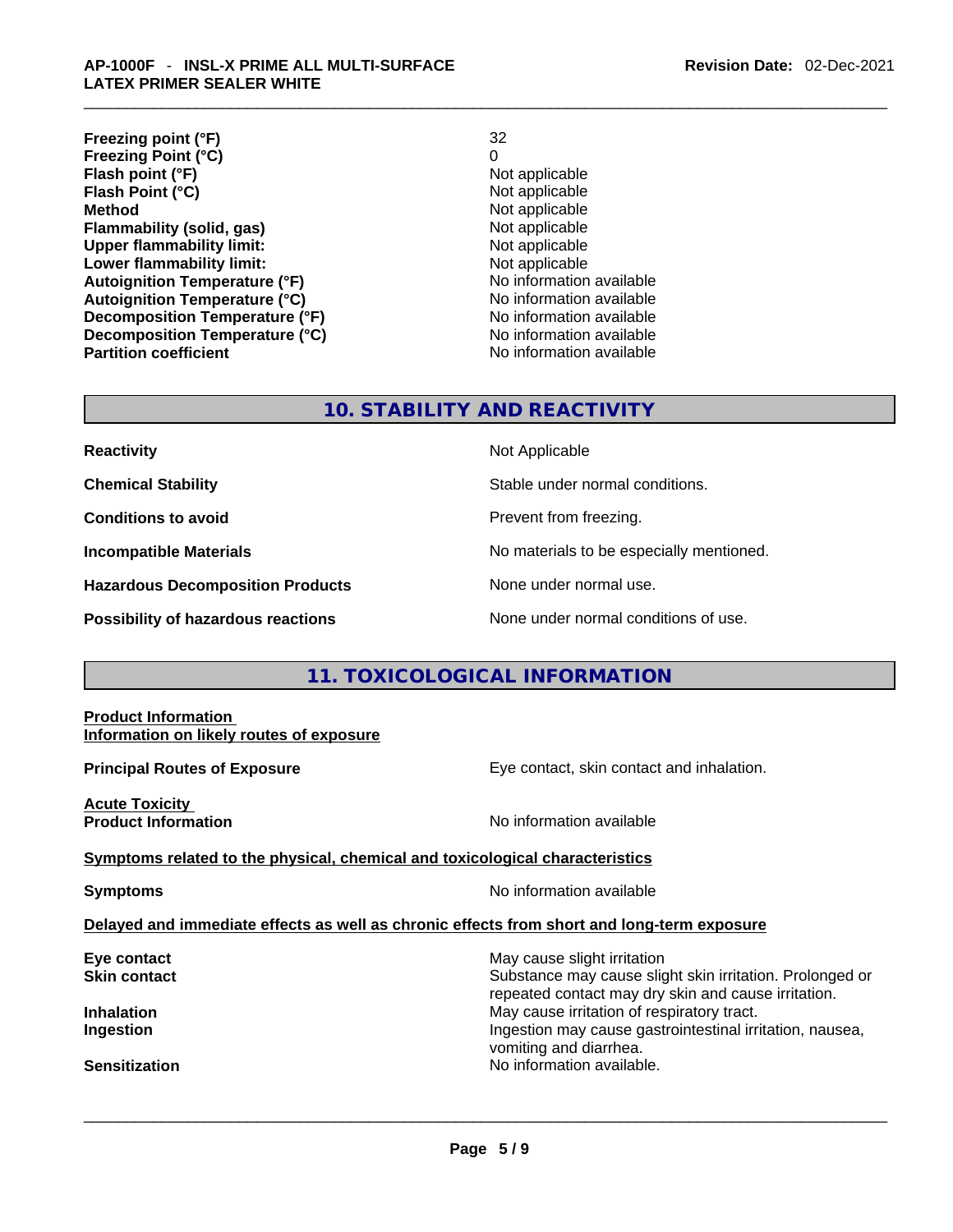| | |
|---|---|
| **Freezing point (°F)** | 32 |
| **Freezing Point (°C)** | 0 |
| **Flash point (°F)** | Not applicable |
| **Flash Point (°C)** | Not applicable |
| **Method** | Not applicable |
| **Flammability (solid, gas)** | Not applicable |
| **Upper flammability limit:** | Not applicable |
| **Lower flammability limit:** | Not applicable |
| **Autoignition Temperature (°F)** | No information available |
| **Autoignition Temperature (°C)** | No information available |
| **Decomposition Temperature (°F)** | No information available |
| **Decomposition Temperature (°C)** | No information available |
| **Partition coefficient** | No information available |

## 10. STABILITY AND REACTIVITY

| | |
|---|---|
| **Reactivity** | Not Applicable |
| **Chemical Stability** | Stable under normal conditions. |
| **Conditions to avoid** | Prevent from freezing. |
| **Incompatible Materials** | No materials to be especially mentioned. |
| **Hazardous Decomposition Products** | None under normal use. |
| **Possibility of hazardous reactions** | None under normal conditions of use. |

## 11. TOXICOLOGICAL INFORMATION

**Product Information**
**Information on likely routes of exposure**

**Principal Routes of Exposure** — Eye contact, skin contact and inhalation.

**Acute Toxicity**
**Product Information** — No information available

**Symptoms related to the physical, chemical and toxicological characteristics**

**Symptoms** — No information available

**Delayed and immediate effects as well as chronic effects from short and long-term exposure**

| | |
|---|---|
| **Eye contact** | May cause slight irritation |
| **Skin contact** | Substance may cause slight skin irritation. Prolonged or repeated contact may dry skin and cause irritation. |
| **Inhalation** | May cause irritation of respiratory tract. |
| **Ingestion** | Ingestion may cause gastrointestinal irritation, nausea, vomiting and diarrhea. |
| **Sensitization** | No information available. |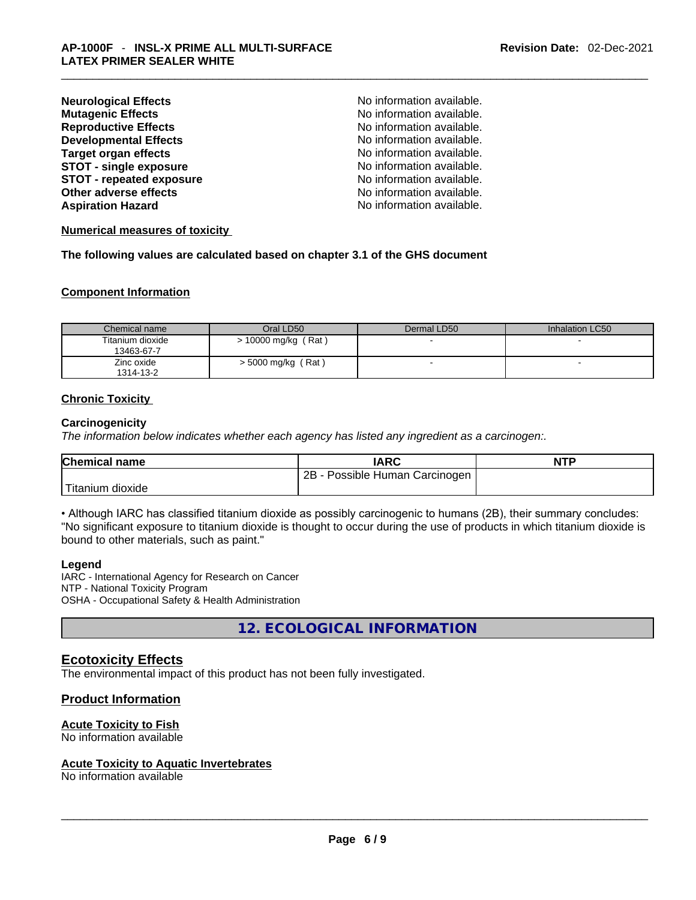| | |
|---|---|
| **Neurological Effects** | No information available. |
| **Mutagenic Effects** | No information available. |
| **Reproductive Effects** | No information available. |
| **Developmental Effects** | No information available. |
| **Target organ effects** | No information available. |
| **STOT - single exposure** | No information available. |
| **STOT - repeated exposure** | No information available. |
| **Other adverse effects** | No information available. |
| **Aspiration Hazard** | No information available. |

**Numerical measures of toxicity**

**The following values are calculated based on chapter 3.1 of the GHS document**

**Component Information**

| Chemical name | Oral LD50 | Dermal LD50 | Inhalation LC50 |
|---|---|---|---|
| Titanium dioxide<br>13463-67-7 | > 10000 mg/kg ( Rat ) | - | - |
| Zinc oxide<br>1314-13-2 | > 5000 mg/kg ( Rat ) | - | - |

**Chronic Toxicity**

**Carcinogenicity**

*The information below indicates whether each agency has listed any ingredient as a carcinogen:.*

| Chemical name | IARC | NTP |
|---|---|---|
| Titanium dioxide | 2B - Possible Human Carcinogen | |

• Although IARC has classified titanium dioxide as possibly carcinogenic to humans (2B), their summary concludes: "No significant exposure to titanium dioxide is thought to occur during the use of products in which titanium dioxide is bound to other materials, such as paint."

**Legend**

IARC - International Agency for Research on Cancer
NTP - National Toxicity Program
OSHA - Occupational Safety & Health Administration

## 12. ECOLOGICAL INFORMATION

## Ecotoxicity Effects

The environmental impact of this product has not been fully investigated.

## Product Information

**Acute Toxicity to Fish**

No information available

**Acute Toxicity to Aquatic Invertebrates**

No information available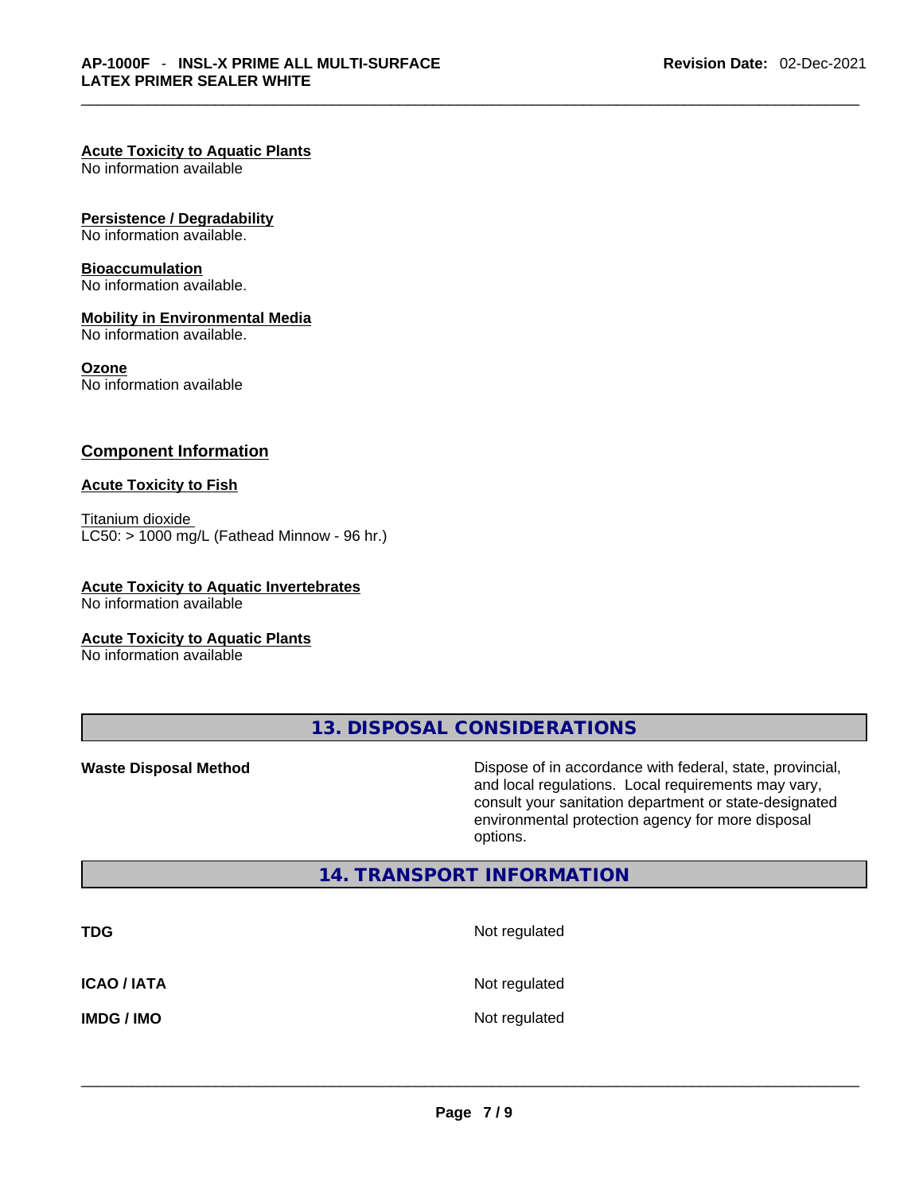**Acute Toxicity to Aquatic Plants**
No information available

**Persistence / Degradability**
No information available.

**Bioaccumulation**
No information available.

**Mobility in Environmental Media**
No information available.

**Ozone**
No information available

## Component Information

**Acute Toxicity to Fish**

Titanium dioxide
LC50: > 1000 mg/L (Fathead Minnow - 96 hr.)

**Acute Toxicity to Aquatic Invertebrates**
No information available

**Acute Toxicity to Aquatic Plants**
No information available

## 13. DISPOSAL CONSIDERATIONS

| | |
|---|---|
| **Waste Disposal Method** | Dispose of in accordance with federal, state, provincial, and local regulations. Local requirements may vary, consult your sanitation department or state-designated environmental protection agency for more disposal options. |

## 14. TRANSPORT INFORMATION

| | |
|---|---|
| **TDG** | Not regulated |
| **ICAO / IATA** | Not regulated |
| **IMDG / IMO** | Not regulated |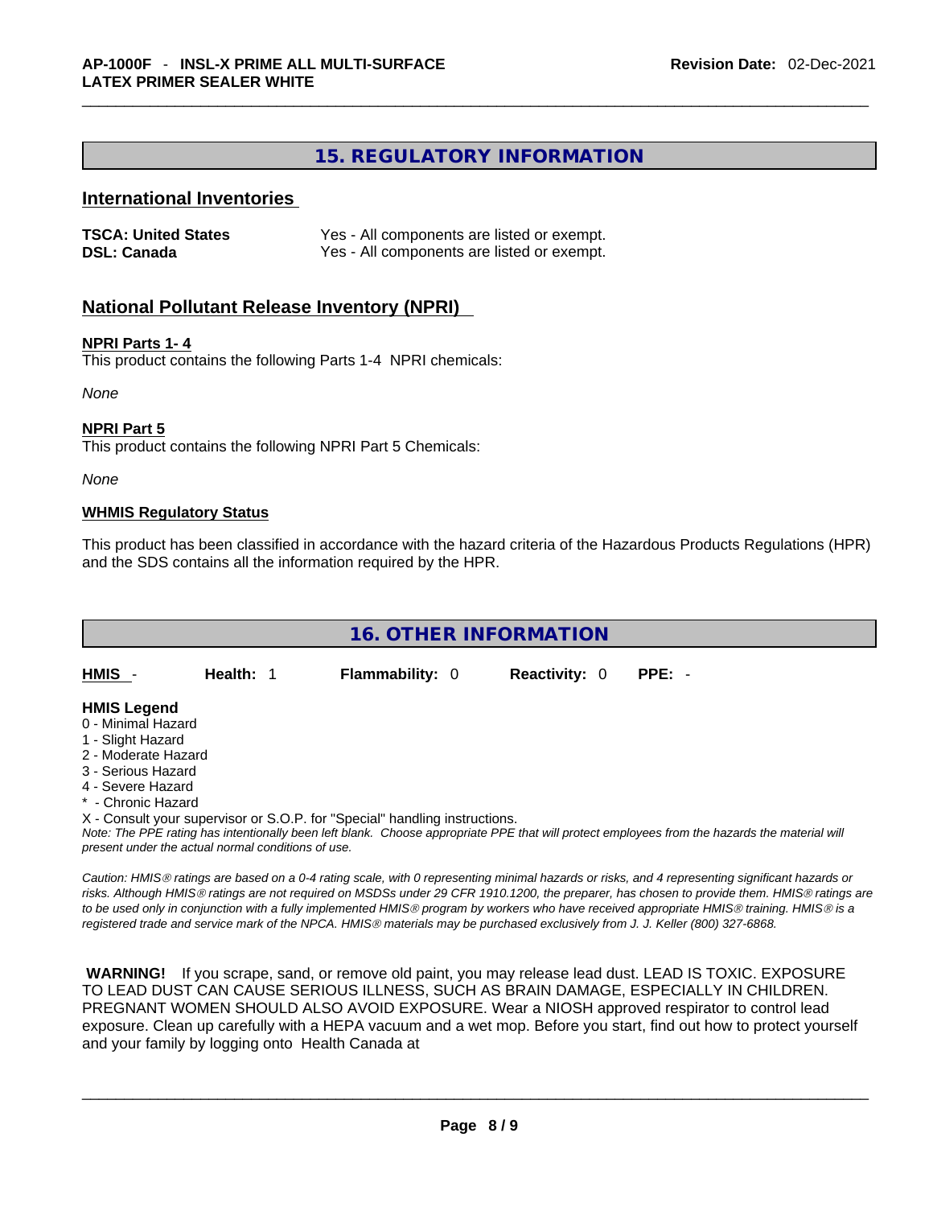## 15. REGULATORY INFORMATION

### International Inventories

| | |
|---|---|
| **TSCA: United States** | Yes - All components are listed or exempt. |
| **DSL: Canada** | Yes - All components are listed or exempt. |

### National Pollutant Release Inventory (NPRI)

**NPRI Parts 1- 4**

This product contains the following Parts 1-4 NPRI chemicals:

*None*

**NPRI Part 5**

This product contains the following NPRI Part 5 Chemicals:

*None*

**WHMIS Regulatory Status**

This product has been classified in accordance with the hazard criteria of the Hazardous Products Regulations (HPR) and the SDS contains all the information required by the HPR.

## 16. OTHER INFORMATION

| **HMIS** - | **Health:** 1 | **Flammability:** 0 | **Reactivity:** 0 | **PPE:** - |
|---|---|---|---|---|

**HMIS Legend**

0 - Minimal Hazard
1 - Slight Hazard
2 - Moderate Hazard
3 - Serious Hazard
4 - Severe Hazard
* - Chronic Hazard
X - Consult your supervisor or S.O.P. for "Special" handling instructions.

*Note: The PPE rating has intentionally been left blank. Choose appropriate PPE that will protect employees from the hazards the material will present under the actual normal conditions of use.*

*Caution: HMIS® ratings are based on a 0-4 rating scale, with 0 representing minimal hazards or risks, and 4 representing significant hazards or risks. Although HMIS® ratings are not required on MSDSs under 29 CFR 1910.1200, the preparer, has chosen to provide them. HMIS® ratings are to be used only in conjunction with a fully implemented HMIS® program by workers who have received appropriate HMIS® training. HMIS® is a registered trade and service mark of the NPCA. HMIS® materials may be purchased exclusively from J. J. Keller (800) 327-6868.*

**WARNING!** If you scrape, sand, or remove old paint, you may release lead dust. LEAD IS TOXIC. EXPOSURE TO LEAD DUST CAN CAUSE SERIOUS ILLNESS, SUCH AS BRAIN DAMAGE, ESPECIALLY IN CHILDREN. PREGNANT WOMEN SHOULD ALSO AVOID EXPOSURE. Wear a NIOSH approved respirator to control lead exposure. Clean up carefully with a HEPA vacuum and a wet mop. Before you start, find out how to protect yourself and your family by logging onto Health Canada at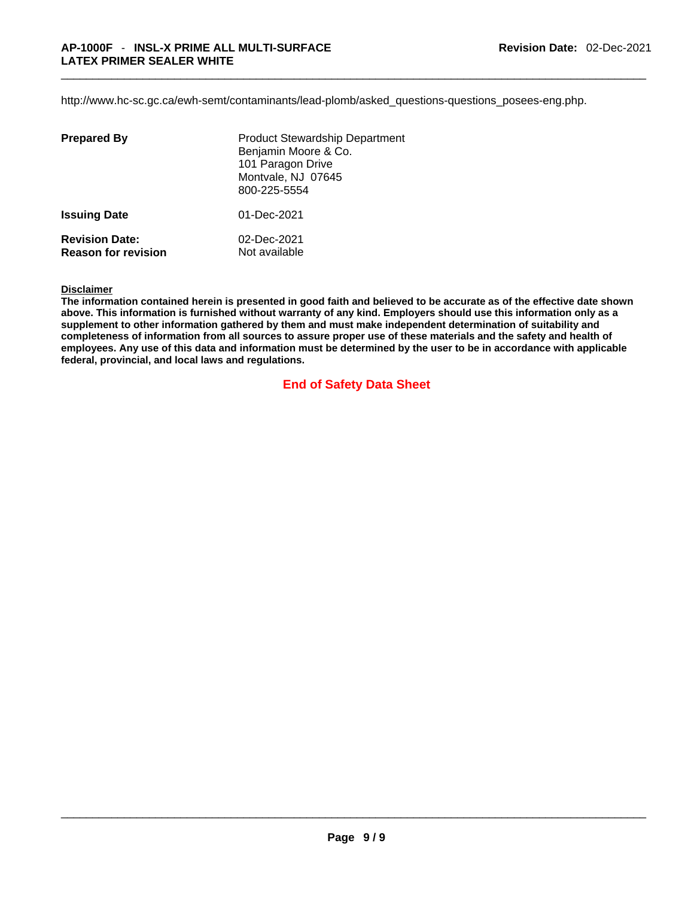http://www.hc-sc.gc.ca/ewh-semt/contaminants/lead-plomb/asked_questions-questions_posees-eng.php.

| | |
|---|---|
| **Prepared By** | Product Stewardship Department<br>Benjamin Moore & Co.<br>101 Paragon Drive<br>Montvale, NJ 07645<br>800-225-5554 |
| **Issuing Date** | 01-Dec-2021 |
| **Revision Date:** | 02-Dec-2021 |
| **Reason for revision** | Not available |

**Disclaimer**

**The information contained herein is presented in good faith and believed to be accurate as of the effective date shown above. This information is furnished without warranty of any kind. Employers should use this information only as a supplement to other information gathered by them and must make independent determination of suitability and completeness of information from all sources to assure proper use of these materials and the safety and health of employees. Any use of this data and information must be determined by the user to be in accordance with applicable federal, provincial, and local laws and regulations.**

**End of Safety Data Sheet**